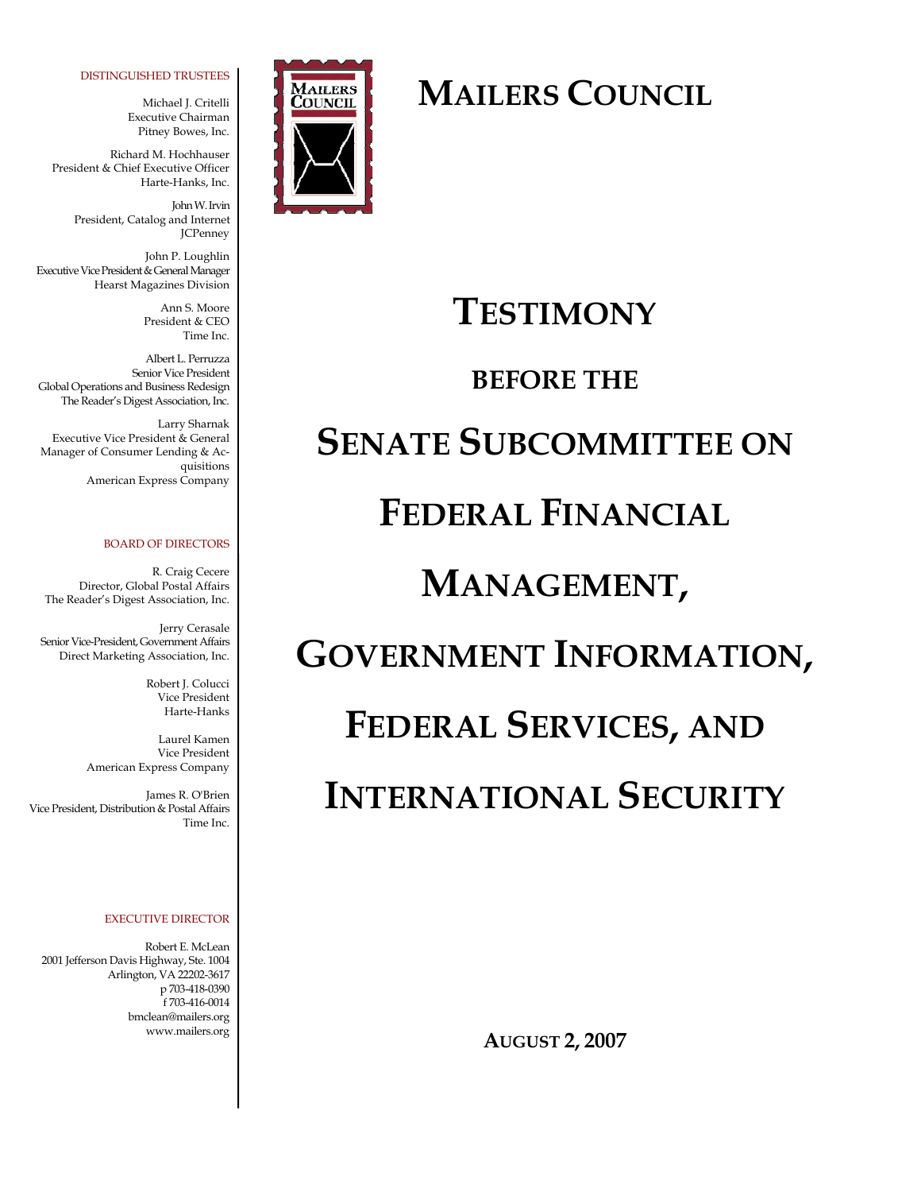# MAILERS COUNCIL

DISTINGUISHED TRUSTEES

Michael J. Critelli
Executive Chairman
Pitney Bowes, Inc.

Richard M. Hochhauser
President & Chief Executive Officer
Harte-Hanks, Inc.

John W. Irvin
President, Catalog and Internet
JCPenney

John P. Loughlin
Executive Vice President & General Manager
Hearst Magazines Division

Ann S. Moore
President & CEO
Time Inc.

Albert L. Perruzza
Senior Vice President
Global Operations and Business Redesign
The Reader's Digest Association, Inc.

Larry Sharnak
Executive Vice President & General Manager of Consumer Lending & Acquisitions
American Express Company

BOARD OF DIRECTORS

R. Craig Cecere
Director, Global Postal Affairs
The Reader's Digest Association, Inc.

Jerry Cerasale
Senior Vice-President, Government Affairs
Direct Marketing Association, Inc.

Robert J. Colucci
Vice President
Harte-Hanks

Laurel Kamen
Vice President
American Express Company

James R. O'Brien
Vice President, Distribution & Postal Affairs
Time Inc.

EXECUTIVE DIRECTOR

Robert E. McLean
2001 Jefferson Davis Highway, Ste. 1004
Arlington, VA 22202-3617
p 703-418-0390
f 703-416-0014
bmclean@mailers.org
www.mailers.org

# TESTIMONY

## BEFORE THE

# SENATE SUBCOMMITTEE ON FEDERAL FINANCIAL MANAGEMENT, GOVERNMENT INFORMATION, FEDERAL SERVICES, AND INTERNATIONAL SECURITY

**AUGUST 2, 2007**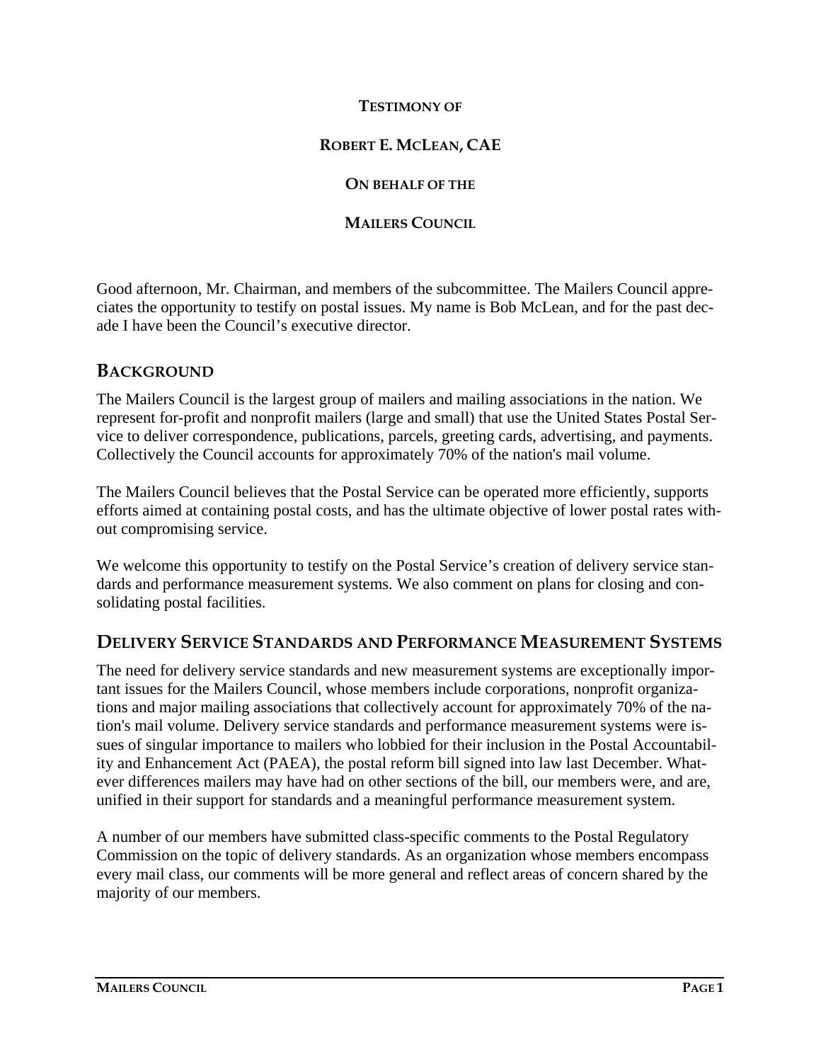**TESTIMONY OF**

**ROBERT E. MCLEAN, CAE**

**ON BEHALF OF THE**

**MAILERS COUNCIL**

Good afternoon, Mr. Chairman, and members of the subcommittee. The Mailers Council appreciates the opportunity to testify on postal issues. My name is Bob McLean, and for the past decade I have been the Council's executive director.

## BACKGROUND

The Mailers Council is the largest group of mailers and mailing associations in the nation. We represent for-profit and nonprofit mailers (large and small) that use the United States Postal Service to deliver correspondence, publications, parcels, greeting cards, advertising, and payments. Collectively the Council accounts for approximately 70% of the nation's mail volume.

The Mailers Council believes that the Postal Service can be operated more efficiently, supports efforts aimed at containing postal costs, and has the ultimate objective of lower postal rates without compromising service.

We welcome this opportunity to testify on the Postal Service's creation of delivery service standards and performance measurement systems. We also comment on plans for closing and consolidating postal facilities.

## DELIVERY SERVICE STANDARDS AND PERFORMANCE MEASUREMENT SYSTEMS

The need for delivery service standards and new measurement systems are exceptionally important issues for the Mailers Council, whose members include corporations, nonprofit organizations and major mailing associations that collectively account for approximately 70% of the nation's mail volume. Delivery service standards and performance measurement systems were issues of singular importance to mailers who lobbied for their inclusion in the Postal Accountability and Enhancement Act (PAEA), the postal reform bill signed into law last December. Whatever differences mailers may have had on other sections of the bill, our members were, and are, unified in their support for standards and a meaningful performance measurement system.

A number of our members have submitted class-specific comments to the Postal Regulatory Commission on the topic of delivery standards. As an organization whose members encompass every mail class, our comments will be more general and reflect areas of concern shared by the majority of our members.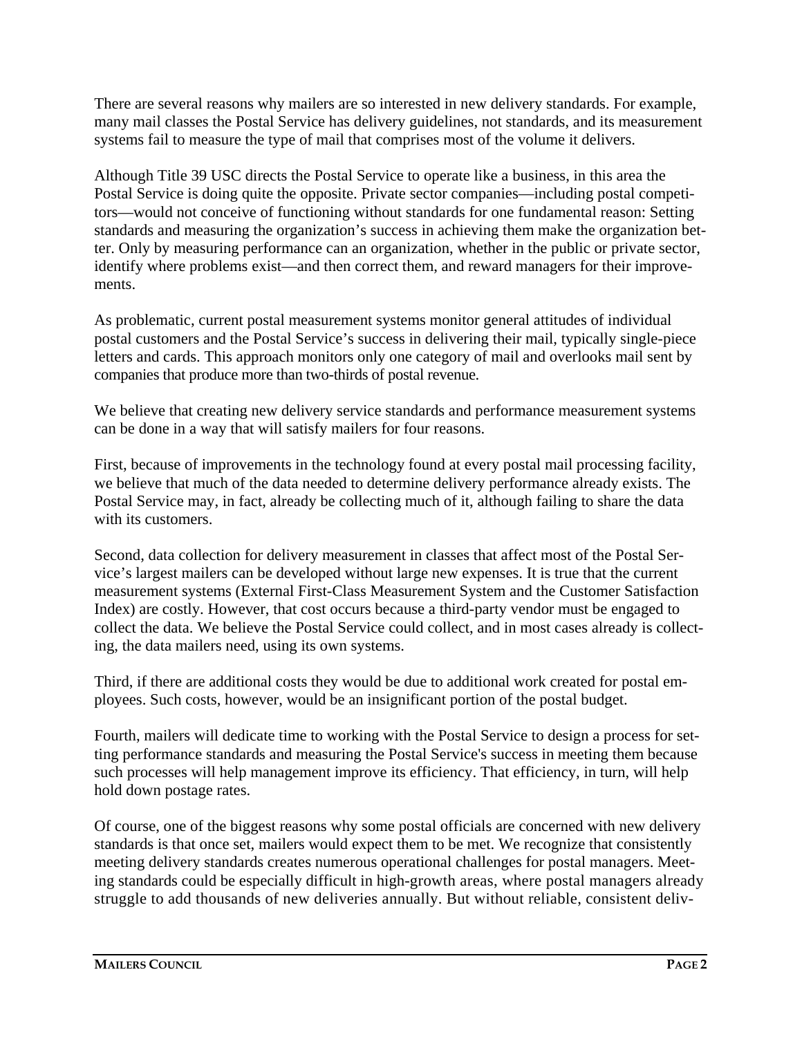There are several reasons why mailers are so interested in new delivery standards. For example, many mail classes the Postal Service has delivery guidelines, not standards, and its measurement systems fail to measure the type of mail that comprises most of the volume it delivers.

Although Title 39 USC directs the Postal Service to operate like a business, in this area the Postal Service is doing quite the opposite. Private sector companies—including postal competitors—would not conceive of functioning without standards for one fundamental reason: Setting standards and measuring the organization's success in achieving them make the organization better. Only by measuring performance can an organization, whether in the public or private sector, identify where problems exist—and then correct them, and reward managers for their improvements.

As problematic, current postal measurement systems monitor general attitudes of individual postal customers and the Postal Service's success in delivering their mail, typically single-piece letters and cards. This approach monitors only one category of mail and overlooks mail sent by companies that produce more than two-thirds of postal revenue.

We believe that creating new delivery service standards and performance measurement systems can be done in a way that will satisfy mailers for four reasons.

First, because of improvements in the technology found at every postal mail processing facility, we believe that much of the data needed to determine delivery performance already exists. The Postal Service may, in fact, already be collecting much of it, although failing to share the data with its customers.

Second, data collection for delivery measurement in classes that affect most of the Postal Service's largest mailers can be developed without large new expenses. It is true that the current measurement systems (External First-Class Measurement System and the Customer Satisfaction Index) are costly. However, that cost occurs because a third-party vendor must be engaged to collect the data. We believe the Postal Service could collect, and in most cases already is collecting, the data mailers need, using its own systems.

Third, if there are additional costs they would be due to additional work created for postal employees. Such costs, however, would be an insignificant portion of the postal budget.

Fourth, mailers will dedicate time to working with the Postal Service to design a process for setting performance standards and measuring the Postal Service's success in meeting them because such processes will help management improve its efficiency. That efficiency, in turn, will help hold down postage rates.

Of course, one of the biggest reasons why some postal officials are concerned with new delivery standards is that once set, mailers would expect them to be met. We recognize that consistently meeting delivery standards creates numerous operational challenges for postal managers. Meeting standards could be especially difficult in high-growth areas, where postal managers already struggle to add thousands of new deliveries annually. But without reliable, consistent deliv-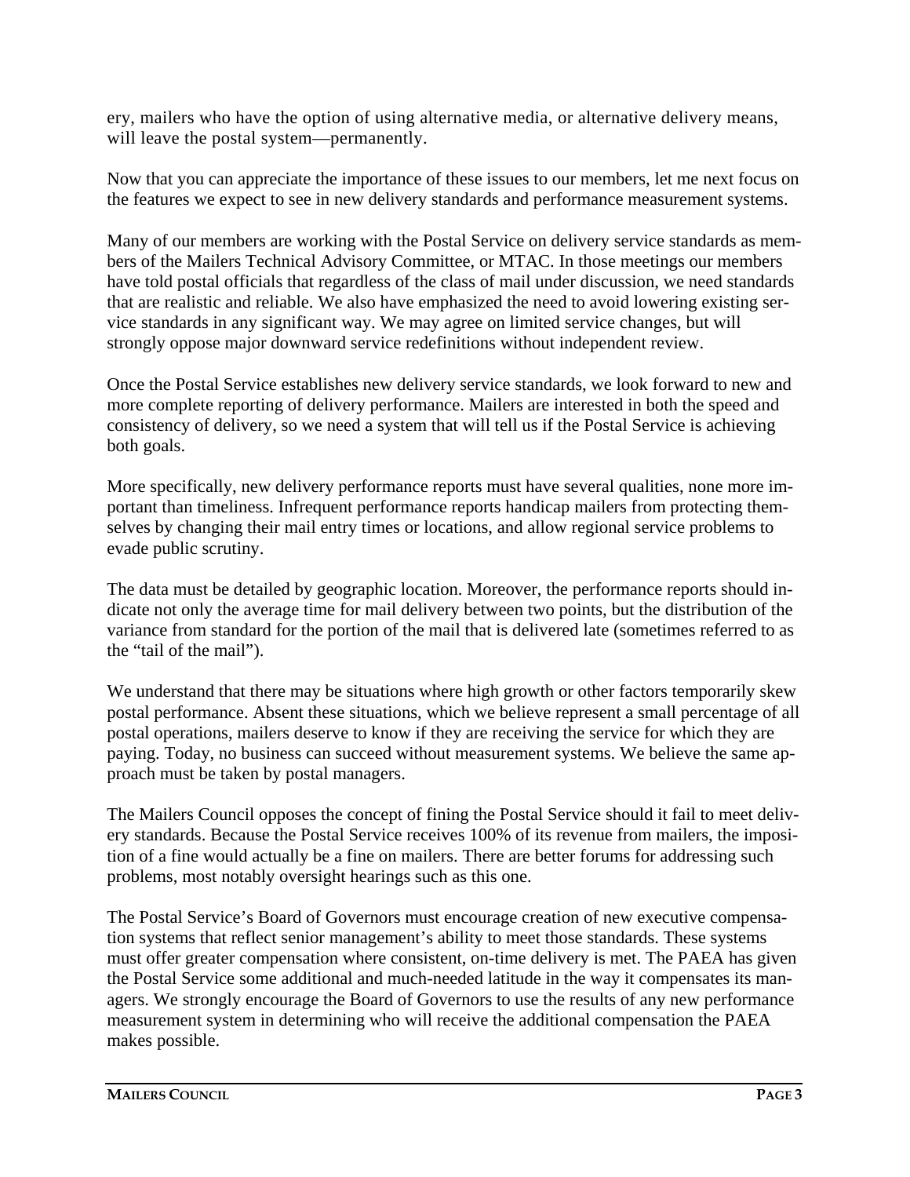ery, mailers who have the option of using alternative media, or alternative delivery means, will leave the postal system—permanently.

Now that you can appreciate the importance of these issues to our members, let me next focus on the features we expect to see in new delivery standards and performance measurement systems.

Many of our members are working with the Postal Service on delivery service standards as members of the Mailers Technical Advisory Committee, or MTAC. In those meetings our members have told postal officials that regardless of the class of mail under discussion, we need standards that are realistic and reliable. We also have emphasized the need to avoid lowering existing service standards in any significant way. We may agree on limited service changes, but will strongly oppose major downward service redefinitions without independent review.

Once the Postal Service establishes new delivery service standards, we look forward to new and more complete reporting of delivery performance. Mailers are interested in both the speed and consistency of delivery, so we need a system that will tell us if the Postal Service is achieving both goals.

More specifically, new delivery performance reports must have several qualities, none more important than timeliness. Infrequent performance reports handicap mailers from protecting themselves by changing their mail entry times or locations, and allow regional service problems to evade public scrutiny.

The data must be detailed by geographic location. Moreover, the performance reports should indicate not only the average time for mail delivery between two points, but the distribution of the variance from standard for the portion of the mail that is delivered late (sometimes referred to as the "tail of the mail").

We understand that there may be situations where high growth or other factors temporarily skew postal performance. Absent these situations, which we believe represent a small percentage of all postal operations, mailers deserve to know if they are receiving the service for which they are paying. Today, no business can succeed without measurement systems. We believe the same approach must be taken by postal managers.

The Mailers Council opposes the concept of fining the Postal Service should it fail to meet delivery standards. Because the Postal Service receives 100% of its revenue from mailers, the imposition of a fine would actually be a fine on mailers. There are better forums for addressing such problems, most notably oversight hearings such as this one.

The Postal Service's Board of Governors must encourage creation of new executive compensation systems that reflect senior management's ability to meet those standards. These systems must offer greater compensation where consistent, on-time delivery is met. The PAEA has given the Postal Service some additional and much-needed latitude in the way it compensates its managers. We strongly encourage the Board of Governors to use the results of any new performance measurement system in determining who will receive the additional compensation the PAEA makes possible.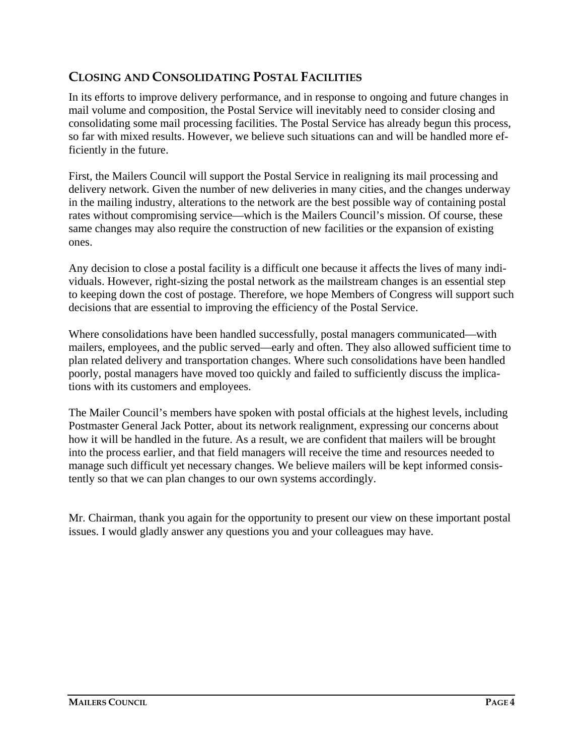## Closing and Consolidating Postal Facilities

In its efforts to improve delivery performance, and in response to ongoing and future changes in mail volume and composition, the Postal Service will inevitably need to consider closing and consolidating some mail processing facilities. The Postal Service has already begun this process, so far with mixed results. However, we believe such situations can and will be handled more efficiently in the future.

First, the Mailers Council will support the Postal Service in realigning its mail processing and delivery network. Given the number of new deliveries in many cities, and the changes underway in the mailing industry, alterations to the network are the best possible way of containing postal rates without compromising service—which is the Mailers Council's mission. Of course, these same changes may also require the construction of new facilities or the expansion of existing ones.

Any decision to close a postal facility is a difficult one because it affects the lives of many individuals. However, right-sizing the postal network as the mailstream changes is an essential step to keeping down the cost of postage. Therefore, we hope Members of Congress will support such decisions that are essential to improving the efficiency of the Postal Service.

Where consolidations have been handled successfully, postal managers communicated—with mailers, employees, and the public served—early and often. They also allowed sufficient time to plan related delivery and transportation changes. Where such consolidations have been handled poorly, postal managers have moved too quickly and failed to sufficiently discuss the implications with its customers and employees.

The Mailer Council's members have spoken with postal officials at the highest levels, including Postmaster General Jack Potter, about its network realignment, expressing our concerns about how it will be handled in the future. As a result, we are confident that mailers will be brought into the process earlier, and that field managers will receive the time and resources needed to manage such difficult yet necessary changes. We believe mailers will be kept informed consistently so that we can plan changes to our own systems accordingly.

Mr. Chairman, thank you again for the opportunity to present our view on these important postal issues. I would gladly answer any questions you and your colleagues may have.